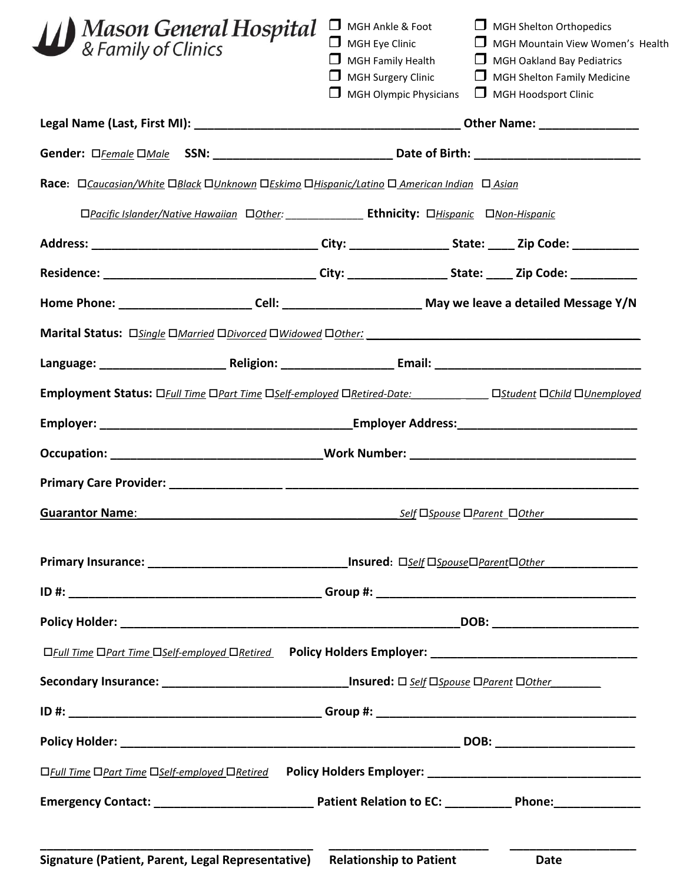# Mason General Hospital & Family of Clinics

- ☐ MGH Ankle & Foot
- ☐ MGH Eye Clinic
- ☐ MGH Family Health
- ☐ MGH Surgery Clinic
- ☐ MGH Olympic Physicians
- ☐ MGH Shelton Orthopedics
- ☐ MGH Mountain View Women's Health
- ☐ MGH Oakland Bay Pediatrics
- ☐ MGH Shelton Family Medicine
- ☐ MGH Hoodsport Clinic

**Legal Name (Last, First MI):** ________________________________________ **Other Name:** _______________

**Gender:** ☐*Female* ☐*Male* **SSN:** ___________________________ **Date of Birth:** _________________________

**Race:** ☐*Caucasian/White* ☐*Black* ☐*Unknown* ☐*Eskimo* ☐*Hispanic/Latino* ☐ *American Indian* ☐ *Asian*

☐*Pacific Islander/Native Hawaiian* ☐*Other:* _____________ **Ethnicity:** ☐*Hispanic* ☐*Non-Hispanic*

**Address:** __________________________________ **City:** _______________ **State:** ____ **Zip Code:** __________

**Residence:** ________________________________ **City:** _______________ **State:** ____ **Zip Code:** __________

**Home Phone:** ___________________ **Cell:** ____________________ **May we leave a detailed Message Y/N**

**Marital Status:** ☐*Single* ☐*Married* ☐*Divorced* ☐*Widowed* ☐*Other:* __________________________________________

**Language:** __________________ **Religion:** _________________ **Email:** ________________________________

**Employment Status:** ☐*Full Time* ☐*Part Time* ☐*Self-employed* ☐*Retired-Date:* _____________ ☐*Student* ☐*Child* ☐*Unemployed*

**Employer:** ______________________________________ **Employer Address:** ___________________________

**Occupation:** _______________________________ **Work Number:** __________________________________

**Primary Care Provider:** ________________ _____________________________________________________

**Guarantor Name:** ________________________________________ *Self* ☐*Spouse* ☐*Parent* ☐*Other* _______________

**Primary Insurance:** _____________________________ **Insured:** ☐*Self* ☐*Spouse* ☐*Parent* ☐*Other* _______________

**ID #:** _______________________________________ **Group #:** ________________________________________

**Policy Holder:** _____________________________________________________ **DOB:** ______________________

☐*Full Time* ☐*Part Time* ☐*Self-employed* ☐*Retired* **Policy Holders Employer:** _______________________________

**Secondary Insurance:** ____________________________ **Insured:** ☐ *Self* ☐*Spouse* ☐*Parent* ☐*Other* ________

**ID #:** _______________________________________ **Group #:** ________________________________________

**Policy Holder:** ____________________________________________________ **DOB:** _____________________

☐*Full Time* ☐*Part Time* ☐*Self-employed* ☐*Retired* **Policy Holders Employer:** _________________________________

**Emergency Contact:** ________________________ **Patient Relation to EC:** __________ **Phone:** _____________

__________________________________________ _________________________ ___________________

**Signature (Patient, Parent, Legal Representative)** **Relationship to Patient** **Date**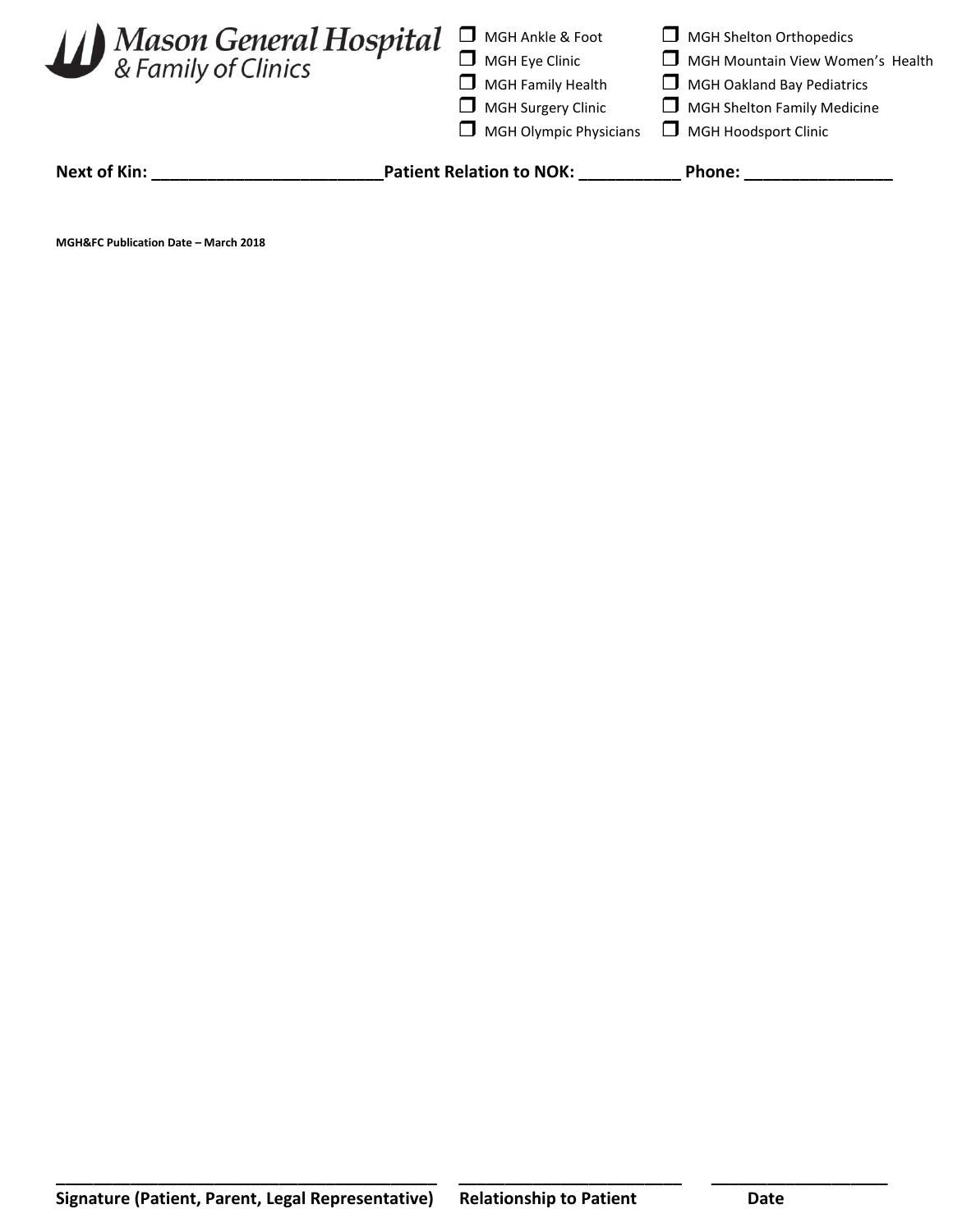**Mason General Hospital**
*& Family of Clinics*

- ☐ MGH Ankle & Foot
- ☐ MGH Eye Clinic
- ☐ MGH Family Health
- ☐ MGH Surgery Clinic
- ☐ MGH Olympic Physicians
- ☐ MGH Shelton Orthopedics
- ☐ MGH Mountain View Women's Health
- ☐ MGH Oakland Bay Pediatrics
- ☐ MGH Shelton Family Medicine
- ☐ MGH Hoodsport Clinic

**Next of Kin: _________________________Patient Relation to NOK: ___________ Phone: ________________**

**MGH&FC Publication Date – March 2018**

___________________________________________ ________________________ ___________________

**Signature (Patient, Parent, Legal Representative)  Relationship to Patient  Date**